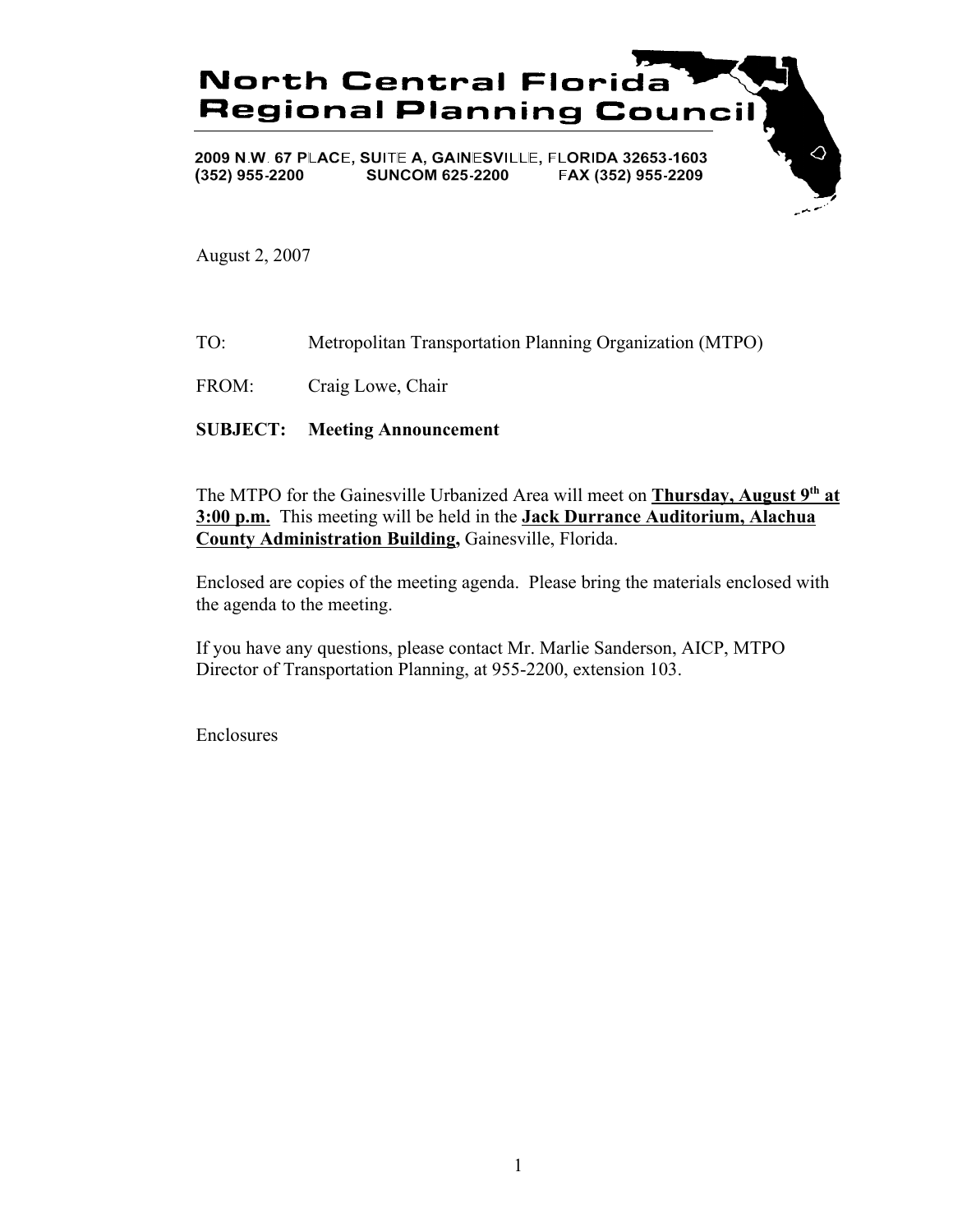# North Central Florida Regional Planning Council

2009 N.W. 67 PLACE, SUITE A, GAINESVILLE, FLORIDA 32653-1603
(352) 955-2200 SUNCOM 625-2200 FAX (352) 955-2209

August 2, 2007

TO: Metropolitan Transportation Planning Organization (MTPO)

FROM: Craig Lowe, Chair

**SUBJECT: Meeting Announcement**

The MTPO for the Gainesville Urbanized Area will meet on **Thursday, August 9th at 3:00 p.m.** This meeting will be held in the **Jack Durrance Auditorium, Alachua County Administration Building,** Gainesville, Florida.

Enclosed are copies of the meeting agenda. Please bring the materials enclosed with the agenda to the meeting.

If you have any questions, please contact Mr. Marlie Sanderson, AICP, MTPO Director of Transportation Planning, at 955-2200, extension 103.

Enclosures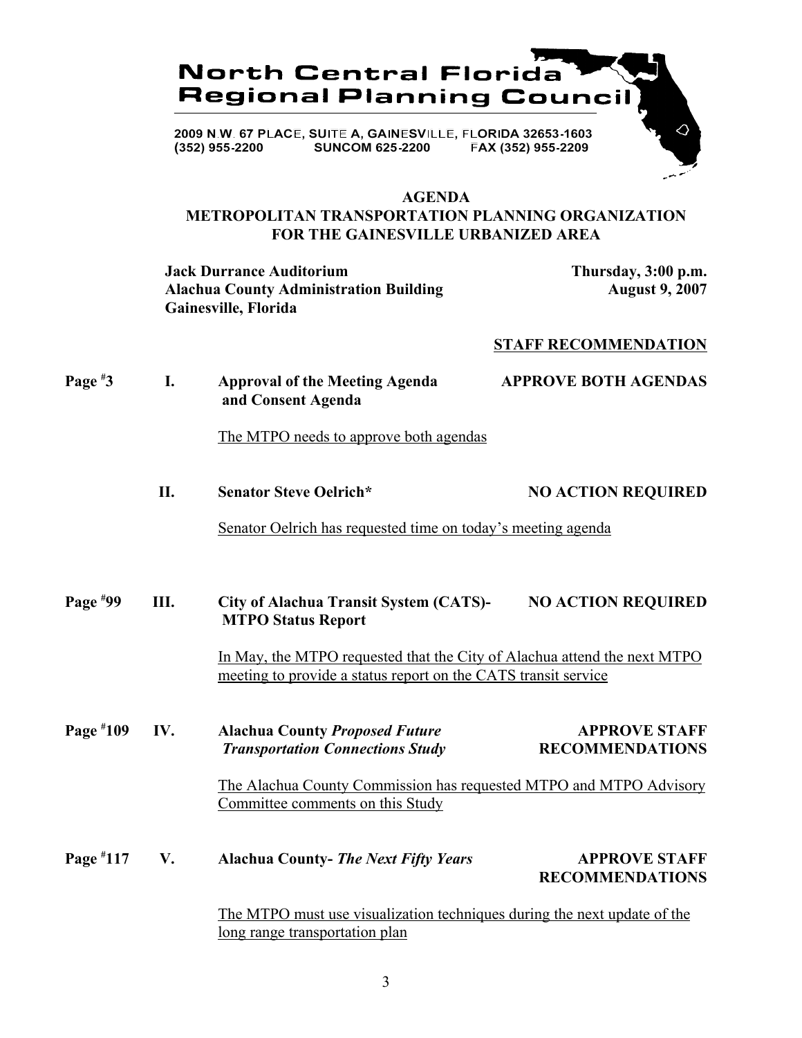# North Central Florida Regional Planning Council

2009 N.W. 67 PLACE, SUITE A, GAINESVILLE, FLORIDA 32653-1603
(352) 955-2200     SUNCOM 625-2200     FAX (352) 955-2209

## AGENDA
## METROPOLITAN TRANSPORTATION PLANNING ORGANIZATION FOR THE GAINESVILLE URBANIZED AREA

**Jack Durrance Auditorium**
**Alachua County Administration Building**
**Gainesville, Florida**

**Thursday, 3:00 p.m.**
**August 9, 2007**

**STAFF RECOMMENDATION**

**Page #3 — I. Approval of the Meeting Agenda and Consent Agenda** — **APPROVE BOTH AGENDAS**

The MTPO needs to approve both agendas

**II. Senator Steve Oelrich*** — **NO ACTION REQUIRED**

Senator Oelrich has requested time on today's meeting agenda

**Page #99 — III. City of Alachua Transit System (CATS)- MTPO Status Report** — **NO ACTION REQUIRED**

In May, the MTPO requested that the City of Alachua attend the next MTPO meeting to provide a status report on the CATS transit service

**Page #109 — IV. Alachua County *Proposed Future Transportation Connections Study*** — **APPROVE STAFF RECOMMENDATIONS**

The Alachua County Commission has requested MTPO and MTPO Advisory Committee comments on this Study

**Page #117 — V. Alachua County- *The Next Fifty Years*** — **APPROVE STAFF RECOMMENDATIONS**

The MTPO must use visualization techniques during the next update of the long range transportation plan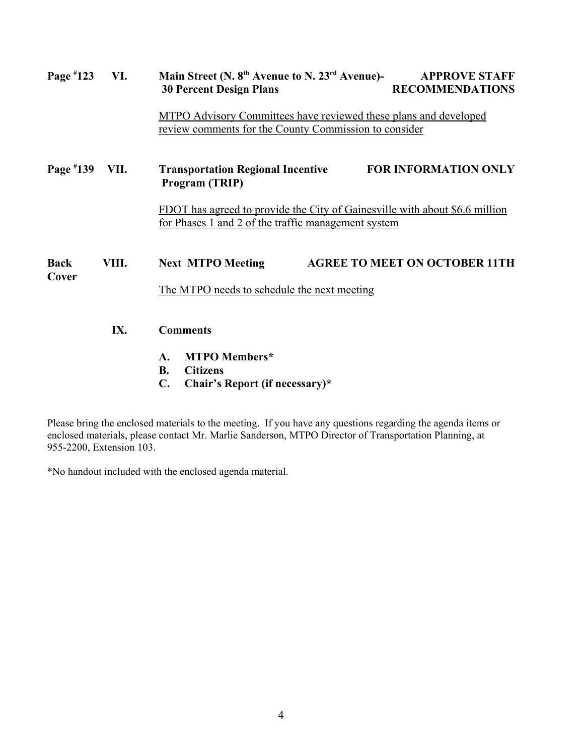**Page #123 VI. Main Street (N. 8th Avenue to N. 23rd Avenue)- 30 Percent Design Plans** — **APPROVE STAFF RECOMMENDATIONS**

MTPO Advisory Committees have reviewed these plans and developed review comments for the County Commission to consider

**Page #139 VII. Transportation Regional Incentive Program (TRIP)** — **FOR INFORMATION ONLY**

FDOT has agreed to provide the City of Gainesville with about $6.6 million for Phases 1 and 2 of the traffic management system

**Back Cover VIII. Next MTPO Meeting** — **AGREE TO MEET ON OCTOBER 11TH**

The MTPO needs to schedule the next meeting

**IX. Comments**

- **A. MTPO Members***
- **B. Citizens**
- **C. Chair's Report (if necessary)***

Please bring the enclosed materials to the meeting. If you have any questions regarding the agenda items or enclosed materials, please contact Mr. Marlie Sanderson, MTPO Director of Transportation Planning, at 955-2200, Extension 103.

*No handout included with the enclosed agenda material.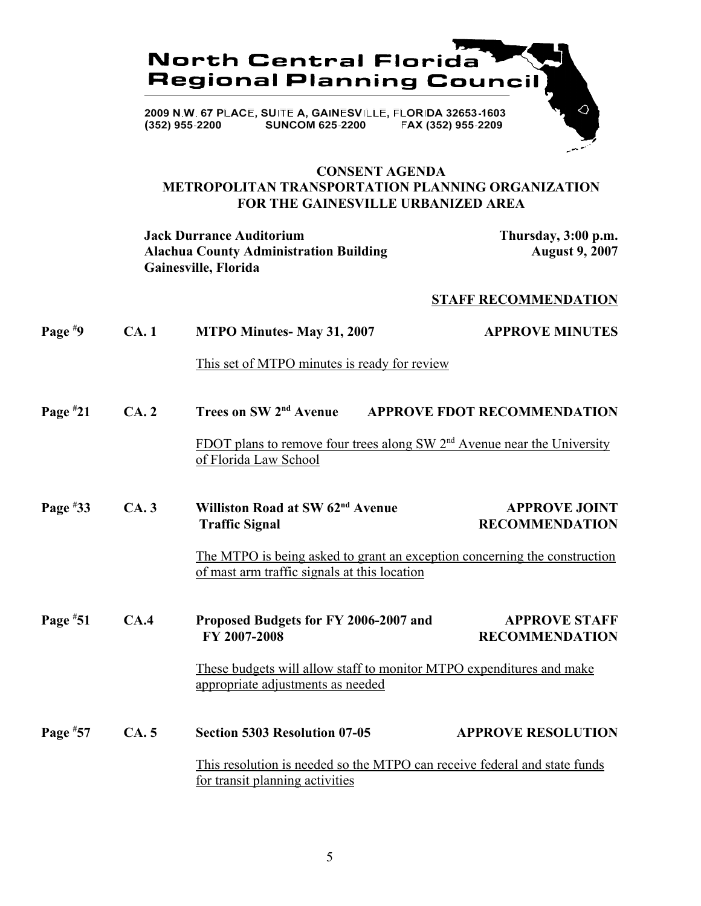# North Central Florida Regional Planning Council

2009 N.W. 67 PLACE, SUITE A, GAINESVILLE, FLORIDA 32653-1603
(352) 955-2200 SUNCOM 625-2200 FAX (352) 955-2209

## CONSENT AGENDA
## METROPOLITAN TRANSPORTATION PLANNING ORGANIZATION FOR THE GAINESVILLE URBANIZED AREA

**Jack Durrance Auditorium**
**Alachua County Administration Building**
**Gainesville, Florida**

**Thursday, 3:00 p.m.**
**August 9, 2007**

| Page | Item | Subject | STAFF RECOMMENDATION |
|---|---|---|---|
| Page #9 | CA. 1 | **MTPO Minutes- May 31, 2007**<br>This set of MTPO minutes is ready for review | **APPROVE MINUTES** |
| Page #21 | CA. 2 | **Trees on SW 2nd Avenue**<br>FDOT plans to remove four trees along SW 2nd Avenue near the University of Florida Law School | **APPROVE FDOT RECOMMENDATION** |
| Page #33 | CA. 3 | **Williston Road at SW 62nd Avenue Traffic Signal**<br>The MTPO is being asked to grant an exception concerning the construction of mast arm traffic signals at this location | **APPROVE JOINT RECOMMENDATION** |
| Page #51 | CA.4 | **Proposed Budgets for FY 2006-2007 and FY 2007-2008**<br>These budgets will allow staff to monitor MTPO expenditures and make appropriate adjustments as needed | **APPROVE STAFF RECOMMENDATION** |
| Page #57 | CA. 5 | **Section 5303 Resolution 07-05**<br>This resolution is needed so the MTPO can receive federal and state funds for transit planning activities | **APPROVE RESOLUTION** |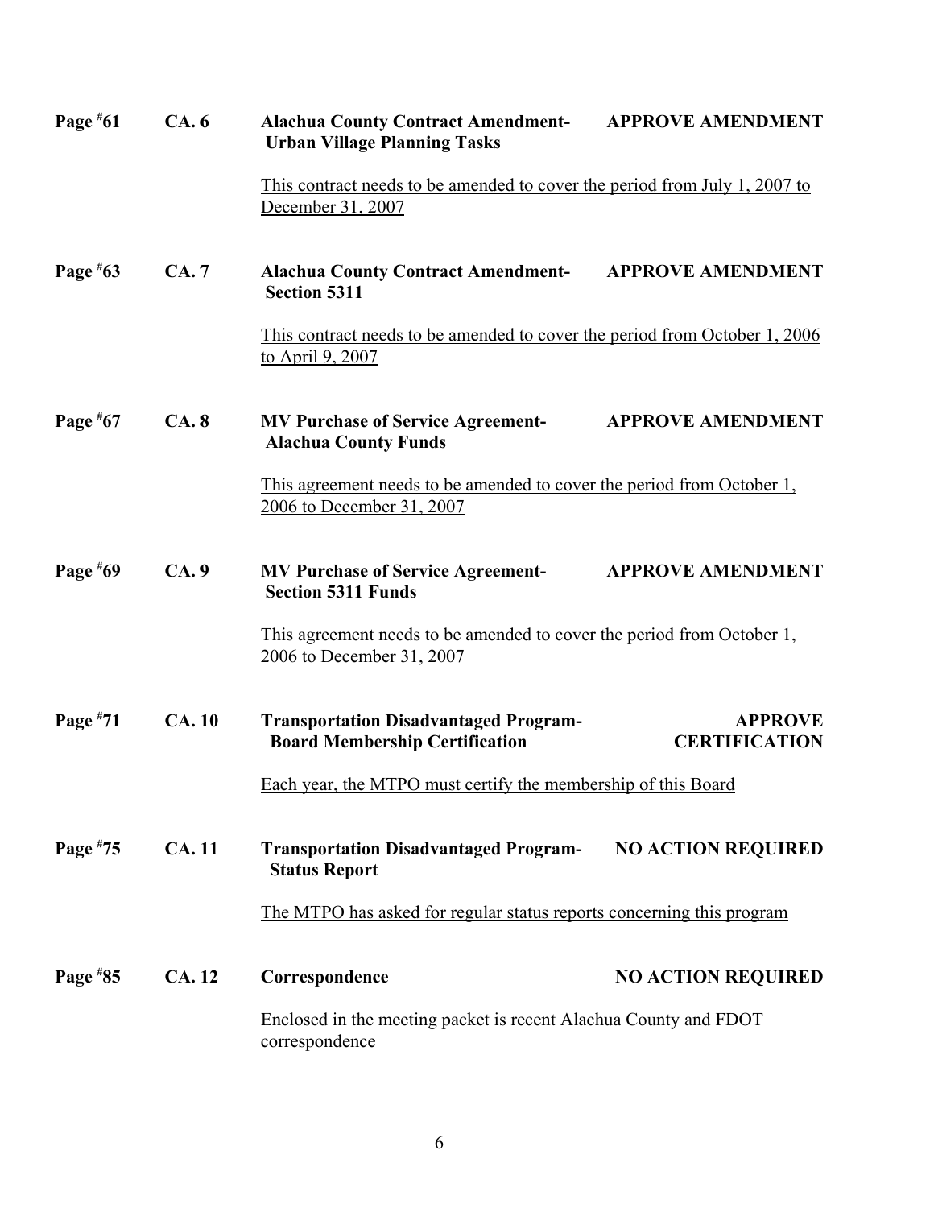**Page #61** **CA. 6** **Alachua County Contract Amendment- Urban Village Planning Tasks** **APPROVE AMENDMENT**

This contract needs to be amended to cover the period from July 1, 2007 to December 31, 2007

**Page #63** **CA. 7** **Alachua County Contract Amendment- Section 5311** **APPROVE AMENDMENT**

This contract needs to be amended to cover the period from October 1, 2006 to April 9, 2007

**Page #67** **CA. 8** **MV Purchase of Service Agreement- Alachua County Funds** **APPROVE AMENDMENT**

This agreement needs to be amended to cover the period from October 1, 2006 to December 31, 2007

**Page #69** **CA. 9** **MV Purchase of Service Agreement- Section 5311 Funds** **APPROVE AMENDMENT**

This agreement needs to be amended to cover the period from October 1, 2006 to December 31, 2007

**Page #71** **CA. 10** **Transportation Disadvantaged Program- Board Membership Certification** **APPROVE CERTIFICATION**

Each year, the MTPO must certify the membership of this Board

**Page #75** **CA. 11** **Transportation Disadvantaged Program- Status Report** **NO ACTION REQUIRED**

The MTPO has asked for regular status reports concerning this program

**Page #85** **CA. 12** **Correspondence** **NO ACTION REQUIRED**

Enclosed in the meeting packet is recent Alachua County and FDOT correspondence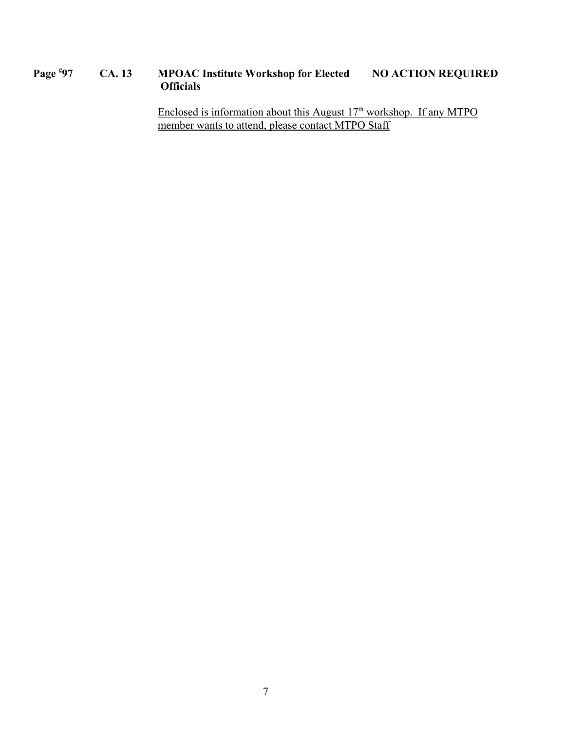**Page #97 CA. 13 MPOAC Institute Workshop for Elected Officials NO ACTION REQUIRED**

Enclosed is information about this August 17th workshop. If any MTPO member wants to attend, please contact MTPO Staff